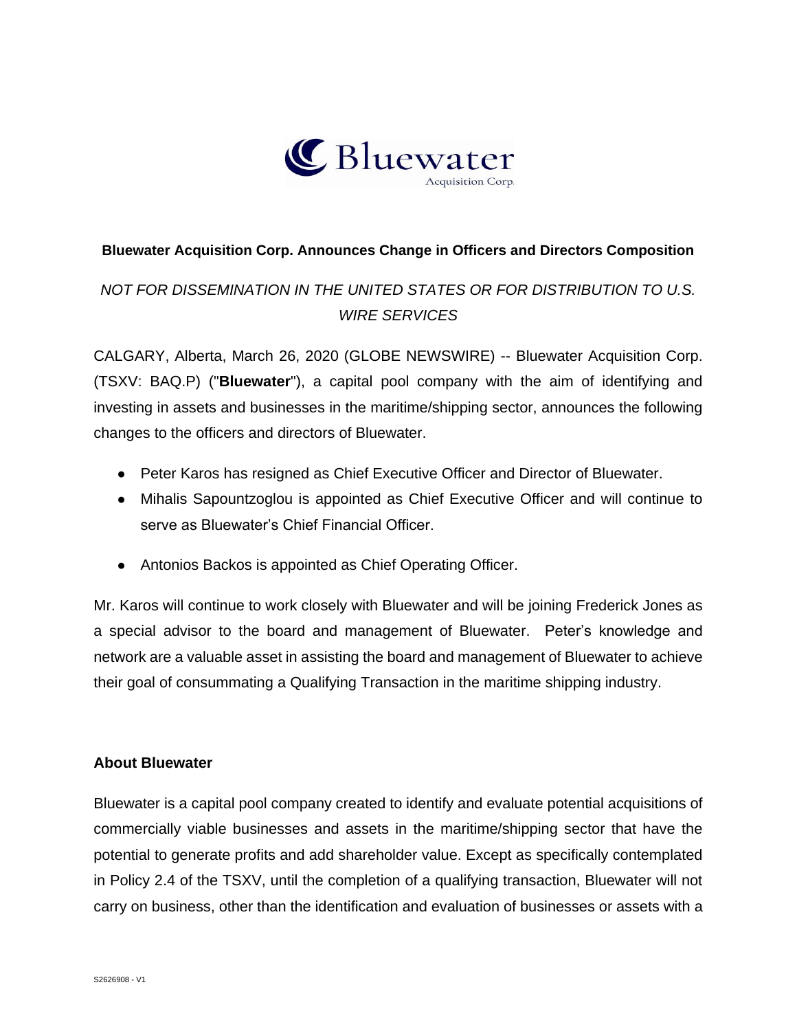Bluewater Acquisition Corp.

# Bluewater Acquisition Corp. Announces Change in Officers and Directors Composition

*NOT FOR DISSEMINATION IN THE UNITED STATES OR FOR DISTRIBUTION TO U.S. WIRE SERVICES*

CALGARY, Alberta, March 26, 2020 (GLOBE NEWSWIRE) -- Bluewater Acquisition Corp. (TSXV: BAQ.P) ("**Bluewater**"), a capital pool company with the aim of identifying and investing in assets and businesses in the maritime/shipping sector, announces the following changes to the officers and directors of Bluewater.

- Peter Karos has resigned as Chief Executive Officer and Director of Bluewater.
- Mihalis Sapountzoglou is appointed as Chief Executive Officer and will continue to serve as Bluewater's Chief Financial Officer.
- Antonios Backos is appointed as Chief Operating Officer.

Mr. Karos will continue to work closely with Bluewater and will be joining Frederick Jones as a special advisor to the board and management of Bluewater. Peter's knowledge and network are a valuable asset in assisting the board and management of Bluewater to achieve their goal of consummating a Qualifying Transaction in the maritime shipping industry.

## About Bluewater

Bluewater is a capital pool company created to identify and evaluate potential acquisitions of commercially viable businesses and assets in the maritime/shipping sector that have the potential to generate profits and add shareholder value. Except as specifically contemplated in Policy 2.4 of the TSXV, until the completion of a qualifying transaction, Bluewater will not carry on business, other than the identification and evaluation of businesses or assets with a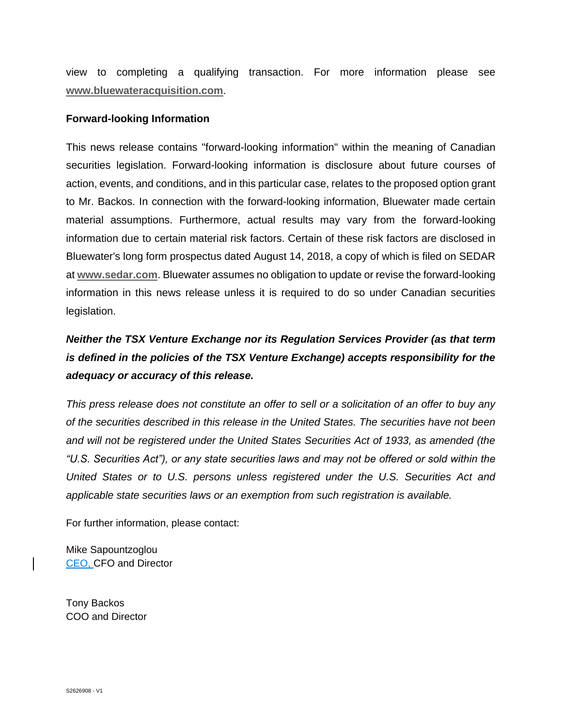view to completing a qualifying transaction. For more information please see **www.bluewateracquisition.com**.

**Forward-looking Information**

This news release contains "forward-looking information" within the meaning of Canadian securities legislation. Forward-looking information is disclosure about future courses of action, events, and conditions, and in this particular case, relates to the proposed option grant to Mr. Backos. In connection with the forward-looking information, Bluewater made certain material assumptions. Furthermore, actual results may vary from the forward-looking information due to certain material risk factors. Certain of these risk factors are disclosed in Bluewater's long form prospectus dated August 14, 2018, a copy of which is filed on SEDAR at **www.sedar.com**. Bluewater assumes no obligation to update or revise the forward-looking information in this news release unless it is required to do so under Canadian securities legislation.

***Neither the TSX Venture Exchange nor its Regulation Services Provider (as that term is defined in the policies of the TSX Venture Exchange) accepts responsibility for the adequacy or accuracy of this release.***

*This press release does not constitute an offer to sell or a solicitation of an offer to buy any of the securities described in this release in the United States. The securities have not been and will not be registered under the United States Securities Act of 1933, as amended (the "U.S. Securities Act"), or any state securities laws and may not be offered or sold within the United States or to U.S. persons unless registered under the U.S. Securities Act and applicable state securities laws or an exemption from such registration is available.*

For further information, please contact:

Mike Sapountzoglou
CEO, CFO and Director

Tony Backos
COO and Director

S2626908 - V1